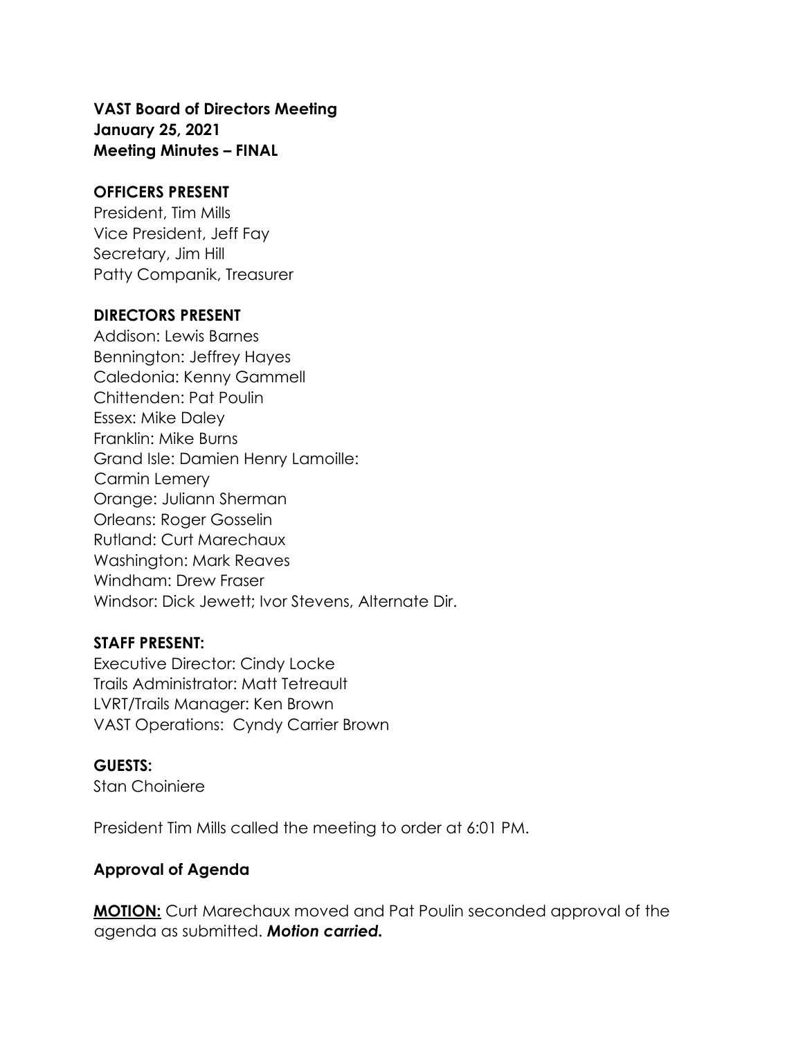**VAST Board of Directors Meeting**
**January 25, 2021**
**Meeting Minutes – FINAL**

**OFFICERS PRESENT**

President, Tim Mills
Vice President, Jeff Fay
Secretary, Jim Hill
Patty Companik, Treasurer

**DIRECTORS PRESENT**

Addison: Lewis Barnes
Bennington: Jeffrey Hayes
Caledonia: Kenny Gammell
Chittenden: Pat Poulin
Essex: Mike Daley
Franklin: Mike Burns
Grand Isle: Damien Henry Lamoille:
Carmin Lemery
Orange: Juliann Sherman
Orleans: Roger Gosselin
Rutland: Curt Marechaux
Washington: Mark Reaves
Windham: Drew Fraser
Windsor: Dick Jewett; Ivor Stevens, Alternate Dir.

**STAFF PRESENT:**

Executive Director: Cindy Locke
Trails Administrator: Matt Tetreault
LVRT/Trails Manager: Ken Brown
VAST Operations: Cyndy Carrier Brown

**GUESTS:**

Stan Choiniere

President Tim Mills called the meeting to order at 6:01 PM.

**Approval of Agenda**

**MOTION:** Curt Marechaux moved and Pat Poulin seconded approval of the agenda as submitted. ***Motion carried.***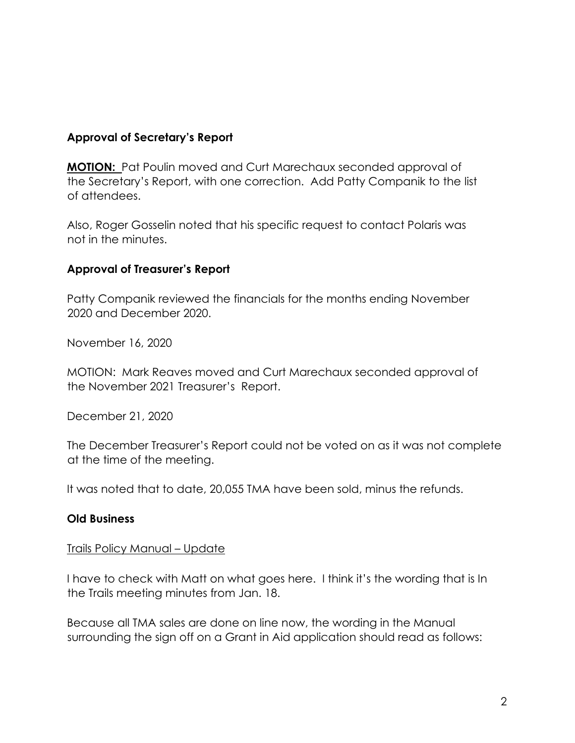### Approval of Secretary's Report

**MOTION:** Pat Poulin moved and Curt Marechaux seconded approval of the Secretary's Report, with one correction. Add Patty Companik to the list of attendees.

Also, Roger Gosselin noted that his specific request to contact Polaris was not in the minutes.

### Approval of Treasurer's Report

Patty Companik reviewed the financials for the months ending November 2020 and December 2020.

November 16, 2020

MOTION: Mark Reaves moved and Curt Marechaux seconded approval of the November 2021 Treasurer's Report.

December 21, 2020

The December Treasurer's Report could not be voted on as it was not complete at the time of the meeting.

It was noted that to date, 20,055 TMA have been sold, minus the refunds.

### Old Business

Trails Policy Manual – Update

I have to check with Matt on what goes here. I think it's the wording that is In the Trails meeting minutes from Jan. 18.

Because all TMA sales are done on line now, the wording in the Manual surrounding the sign off on a Grant in Aid application should read as follows: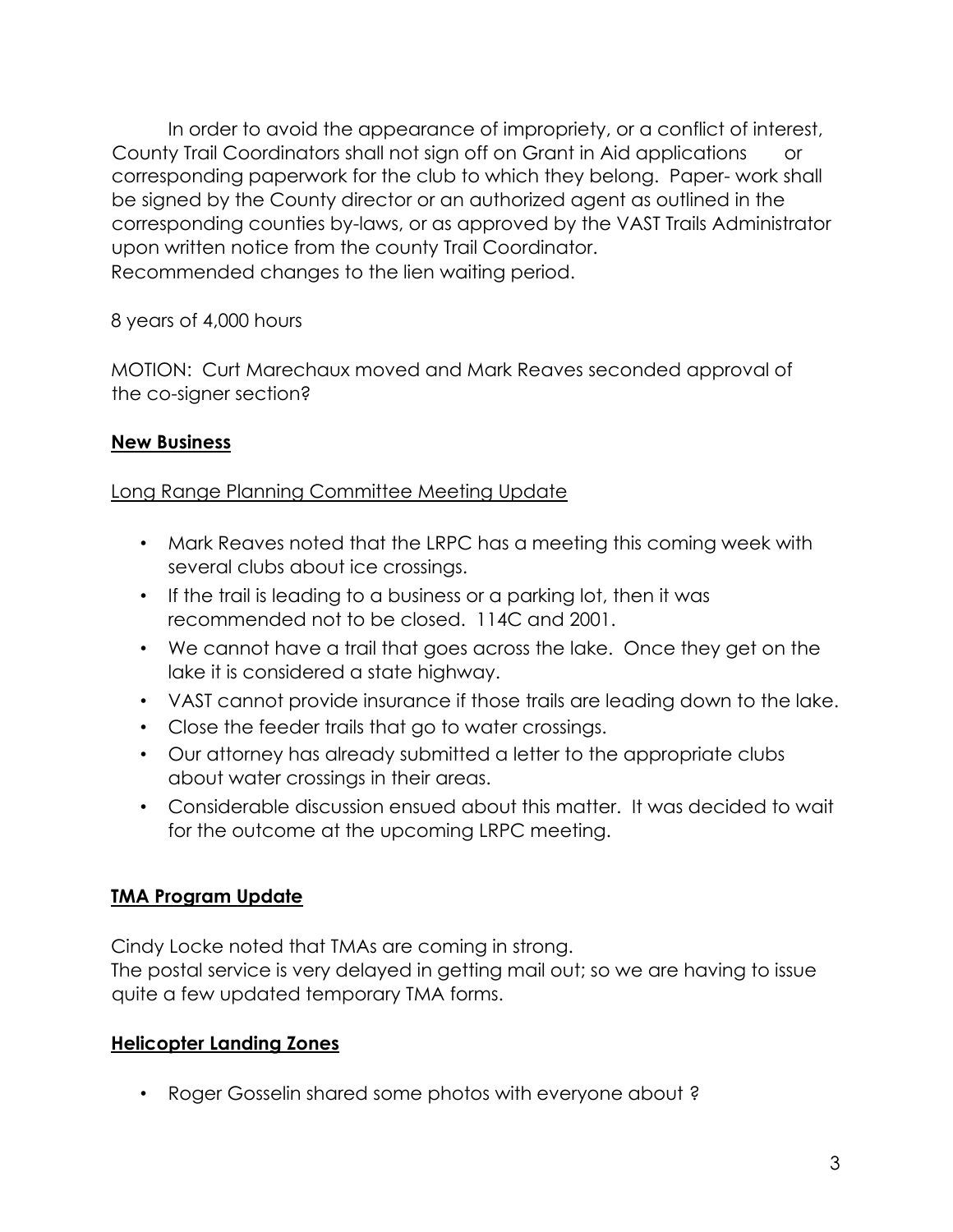In order to avoid the appearance of impropriety, or a conflict of interest, County Trail Coordinators shall not sign off on Grant in Aid applications or corresponding paperwork for the club to which they belong. Paper- work shall be signed by the County director or an authorized agent as outlined in the corresponding counties by-laws, or as approved by the VAST Trails Administrator upon written notice from the county Trail Coordinator.
Recommended changes to the lien waiting period.

8 years of 4,000 hours

MOTION: Curt Marechaux moved and Mark Reaves seconded approval of the co-signer section?

**New Business**

Long Range Planning Committee Meeting Update

- Mark Reaves noted that the LRPC has a meeting this coming week with several clubs about ice crossings.
- If the trail is leading to a business or a parking lot, then it was recommended not to be closed. 114C and 2001.
- We cannot have a trail that goes across the lake. Once they get on the lake it is considered a state highway.
- VAST cannot provide insurance if those trails are leading down to the lake.
- Close the feeder trails that go to water crossings.
- Our attorney has already submitted a letter to the appropriate clubs about water crossings in their areas.
- Considerable discussion ensued about this matter. It was decided to wait for the outcome at the upcoming LRPC meeting.

**TMA Program Update**

Cindy Locke noted that TMAs are coming in strong.
The postal service is very delayed in getting mail out; so we are having to issue quite a few updated temporary TMA forms.

**Helicopter Landing Zones**

- Roger Gosselin shared some photos with everyone about ?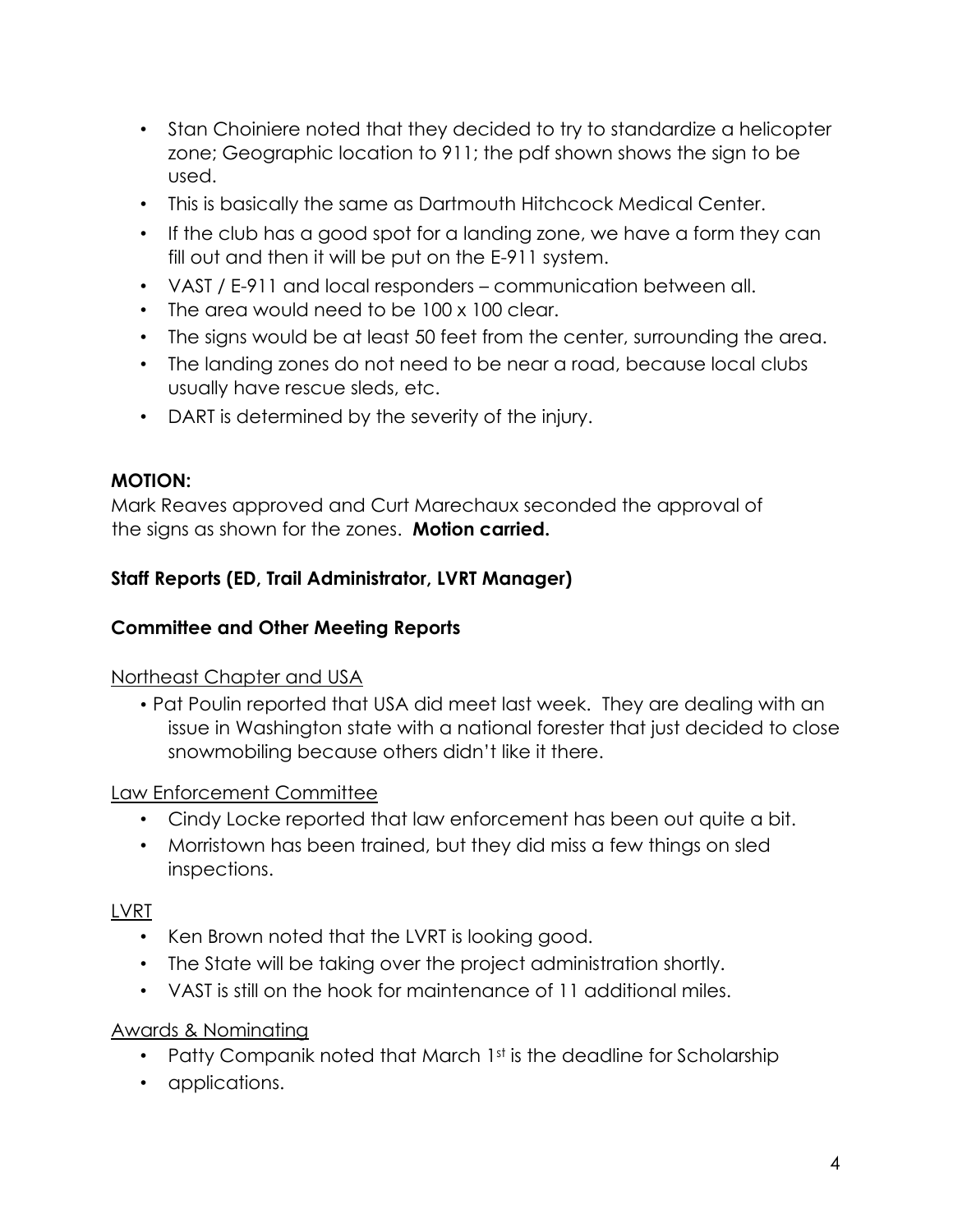- Stan Choiniere noted that they decided to try to standardize a helicopter zone; Geographic location to 911; the pdf shown shows the sign to be used.
- This is basically the same as Dartmouth Hitchcock Medical Center.
- If the club has a good spot for a landing zone, we have a form they can fill out and then it will be put on the E-911 system.
- VAST / E-911 and local responders – communication between all.
- The area would need to be 100 x 100 clear.
- The signs would be at least 50 feet from the center, surrounding the area.
- The landing zones do not need to be near a road, because local clubs usually have rescue sleds, etc.
- DART is determined by the severity of the injury.

**MOTION:**
Mark Reaves approved and Curt Marechaux seconded the approval of the signs as shown for the zones. **Motion carried.**

**Staff Reports (ED, Trail Administrator, LVRT Manager)**

**Committee and Other Meeting Reports**

Northeast Chapter and USA

- Pat Poulin reported that USA did meet last week. They are dealing with an issue in Washington state with a national forester that just decided to close snowmobiling because others didn't like it there.

Law Enforcement Committee

- Cindy Locke reported that law enforcement has been out quite a bit.
- Morristown has been trained, but they did miss a few things on sled inspections.

LVRT

- Ken Brown noted that the LVRT is looking good.
- The State will be taking over the project administration shortly.
- VAST is still on the hook for maintenance of 11 additional miles.

Awards & Nominating

- Patty Companik noted that March 1st is the deadline for Scholarship
- applications.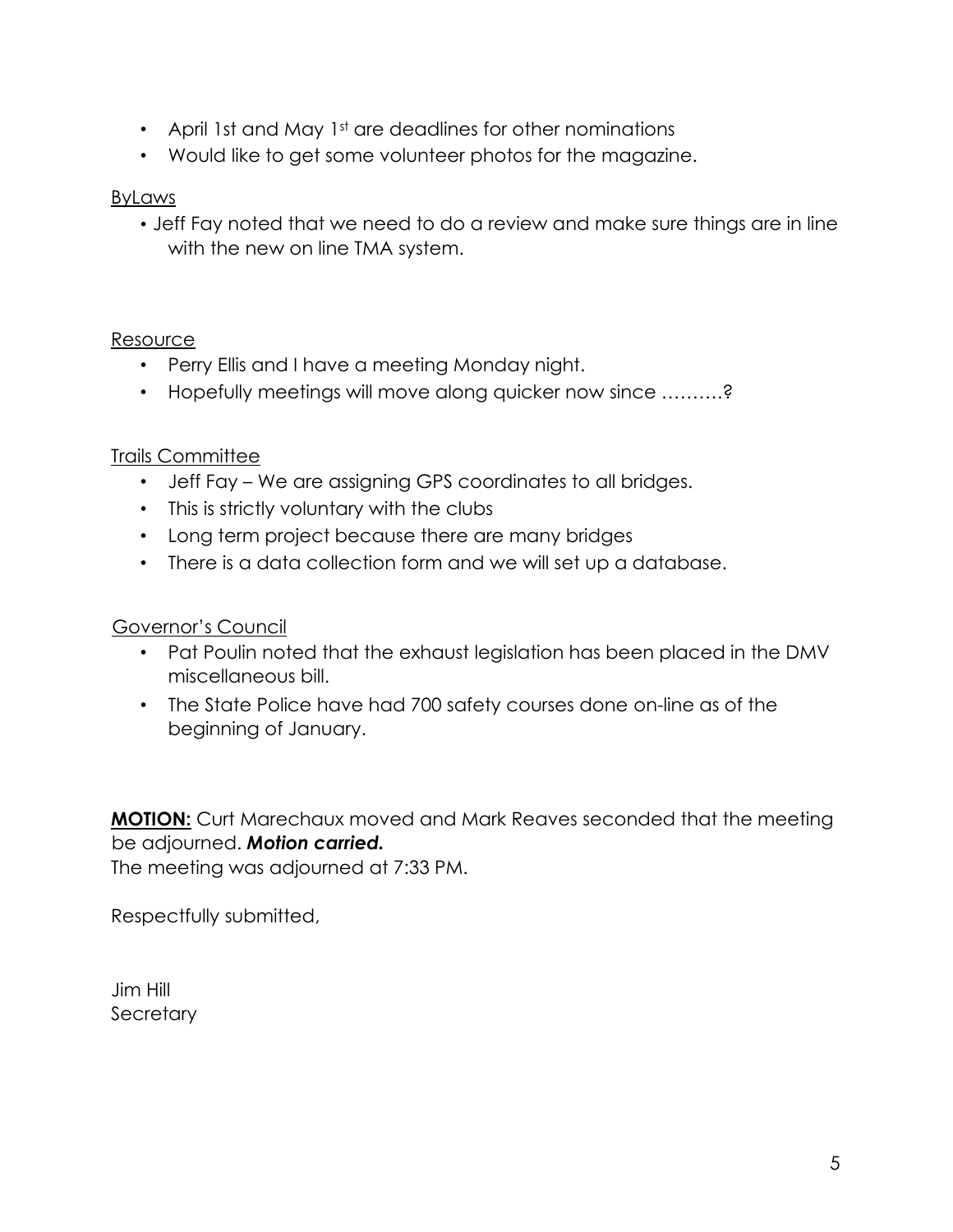- April 1st and May 1st are deadlines for other nominations
- Would like to get some volunteer photos for the magazine.

ByLaws

- Jeff Fay noted that we need to do a review and make sure things are in line with the new on line TMA system.

Resource

- Perry Ellis and I have a meeting Monday night.
- Hopefully meetings will move along quicker now since ……….?

Trails Committee

- Jeff Fay – We are assigning GPS coordinates to all bridges.
- This is strictly voluntary with the clubs
- Long term project because there are many bridges
- There is a data collection form and we will set up a database.

Governor's Council

- Pat Poulin noted that the exhaust legislation has been placed in the DMV miscellaneous bill.
- The State Police have had 700 safety courses done on-line as of the beginning of January.

**MOTION:** Curt Marechaux moved and Mark Reaves seconded that the meeting be adjourned. ***Motion carried.***
The meeting was adjourned at 7:33 PM.

Respectfully submitted,

Jim Hill
Secretary